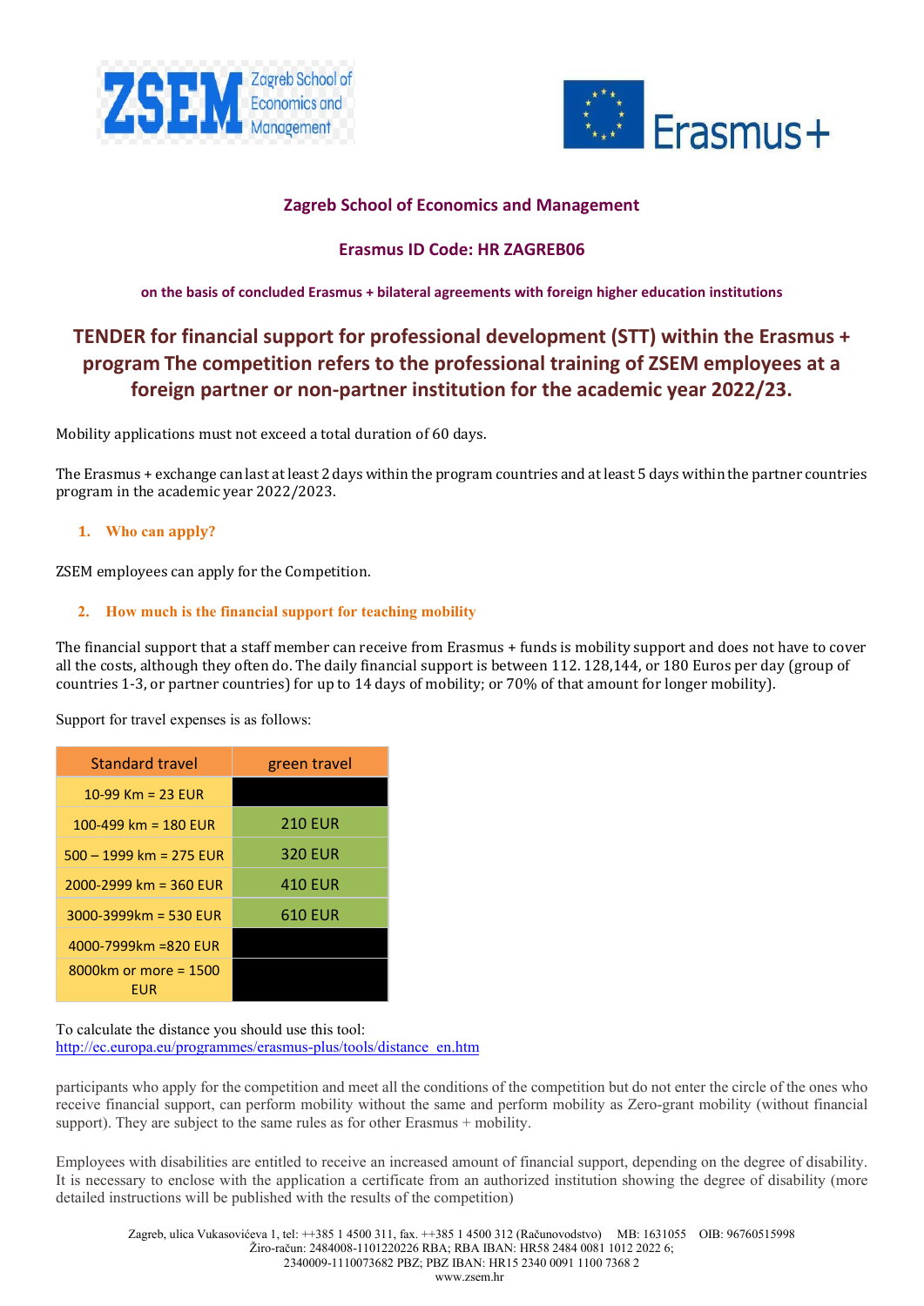## Zagreb School of Economics and Management

## Erasmus ID Code: HR ZAGREB06

**on the basis of concluded Erasmus + bilateral agreements with foreign higher education institutions**

# TENDER for financial support for professional development (STT) within the Erasmus + program The competition refers to the professional training of ZSEM employees at a foreign partner or non-partner institution for the academic year 2022/23.

Mobility applications must not exceed a total duration of 60 days.

The Erasmus + exchange can last at least 2 days within the program countries and at least 5 days within the partner countries program in the academic year 2022/2023.

### 1. Who can apply?

ZSEM employees can apply for the Competition.

### 2. How much is the financial support for teaching mobility

The financial support that a staff member can receive from Erasmus + funds is mobility support and does not have to cover all the costs, although they often do. The daily financial support is between 112. 128,144, or 180 Euros per day (group of countries 1-3, or partner countries) for up to 14 days of mobility; or 70% of that amount for longer mobility).

Support for travel expenses is as follows:

| Standard travel | green travel |
|---|---|
| 10-99 Km = 23 EUR | |
| 100-499 km = 180 EUR | 210 EUR |
| 500 – 1999 km = 275 EUR | 320 EUR |
| 2000-2999 km = 360 EUR | 410 EUR |
| 3000-3999km = 530 EUR | 610 EUR |
| 4000-7999km =820 EUR | |
| 8000km or more = 1500 EUR | |

To calculate the distance you should use this tool:
http://ec.europa.eu/programmes/erasmus-plus/tools/distance_en.htm

participants who apply for the competition and meet all the conditions of the competition but do not enter the circle of the ones who receive financial support, can perform mobility without the same and perform mobility as Zero-grant mobility (without financial support). They are subject to the same rules as for other Erasmus + mobility.

Employees with disabilities are entitled to receive an increased amount of financial support, depending on the degree of disability. It is necessary to enclose with the application a certificate from an authorized institution showing the degree of disability (more detailed instructions will be published with the results of the competition)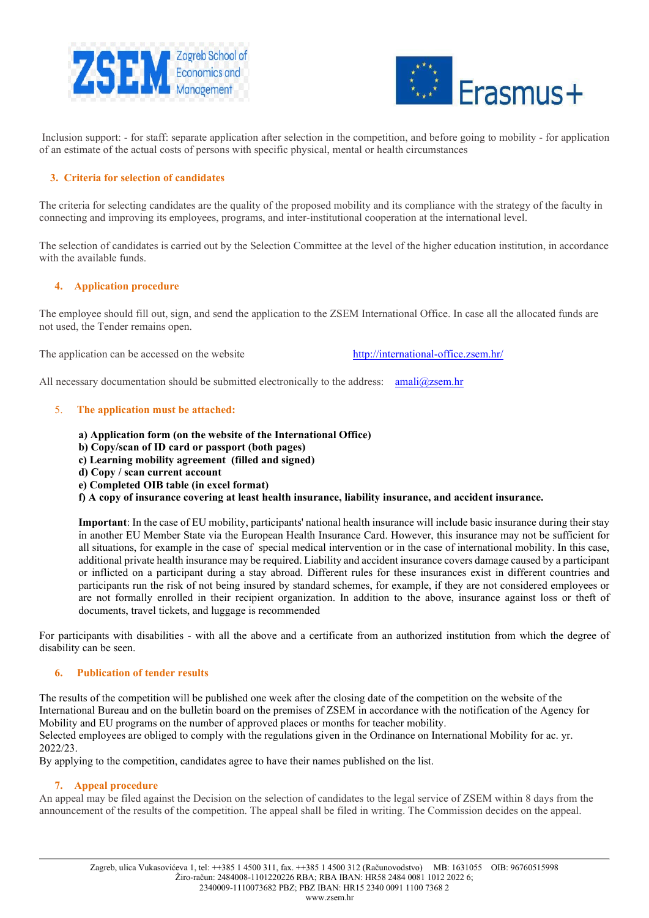Inclusion support: - for staff: separate application after selection in the competition, and before going to mobility - for application of an estimate of the actual costs of persons with specific physical, mental or health circumstances

## 3. Criteria for selection of candidates

The criteria for selecting candidates are the quality of the proposed mobility and its compliance with the strategy of the faculty in connecting and improving its employees, programs, and inter-institutional cooperation at the international level.

The selection of candidates is carried out by the Selection Committee at the level of the higher education institution, in accordance with the available funds.

## 4. Application procedure

The employee should fill out, sign, and send the application to the ZSEM International Office. In case all the allocated funds are not used, the Tender remains open.

The application can be accessed on the website http://international-office.zsem.hr/

All necessary documentation should be submitted electronically to the address: amali@zsem.hr

## 5. The application must be attached:

**a) Application form (on the website of the International Office)**
**b) Copy/scan of ID card or passport (both pages)**
**c) Learning mobility agreement (filled and signed)**
**d) Copy / scan current account**
**e) Completed OIB table (in excel format)**
**f) A copy of insurance covering at least health insurance, liability insurance, and accident insurance.**

**Important**: In the case of EU mobility, participants' national health insurance will include basic insurance during their stay in another EU Member State via the European Health Insurance Card. However, this insurance may not be sufficient for all situations, for example in the case of special medical intervention or in the case of international mobility. In this case, additional private health insurance may be required. Liability and accident insurance covers damage caused by a participant or inflicted on a participant during a stay abroad. Different rules for these insurances exist in different countries and participants run the risk of not being insured by standard schemes, for example, if they are not considered employees or are not formally enrolled in their recipient organization. In addition to the above, insurance against loss or theft of documents, travel tickets, and luggage is recommended

For participants with disabilities - with all the above and a certificate from an authorized institution from which the degree of disability can be seen.

## 6. Publication of tender results

The results of the competition will be published one week after the closing date of the competition on the website of the International Bureau and on the bulletin board on the premises of ZSEM in accordance with the notification of the Agency for Mobility and EU programs on the number of approved places or months for teacher mobility.
Selected employees are obliged to comply with the regulations given in the Ordinance on International Mobility for ac. yr. 2022/23.
By applying to the competition, candidates agree to have their names published on the list.

## 7. Appeal procedure

An appeal may be filed against the Decision on the selection of candidates to the legal service of ZSEM within 8 days from the announcement of the results of the competition. The appeal shall be filed in writing. The Commission decides on the appeal.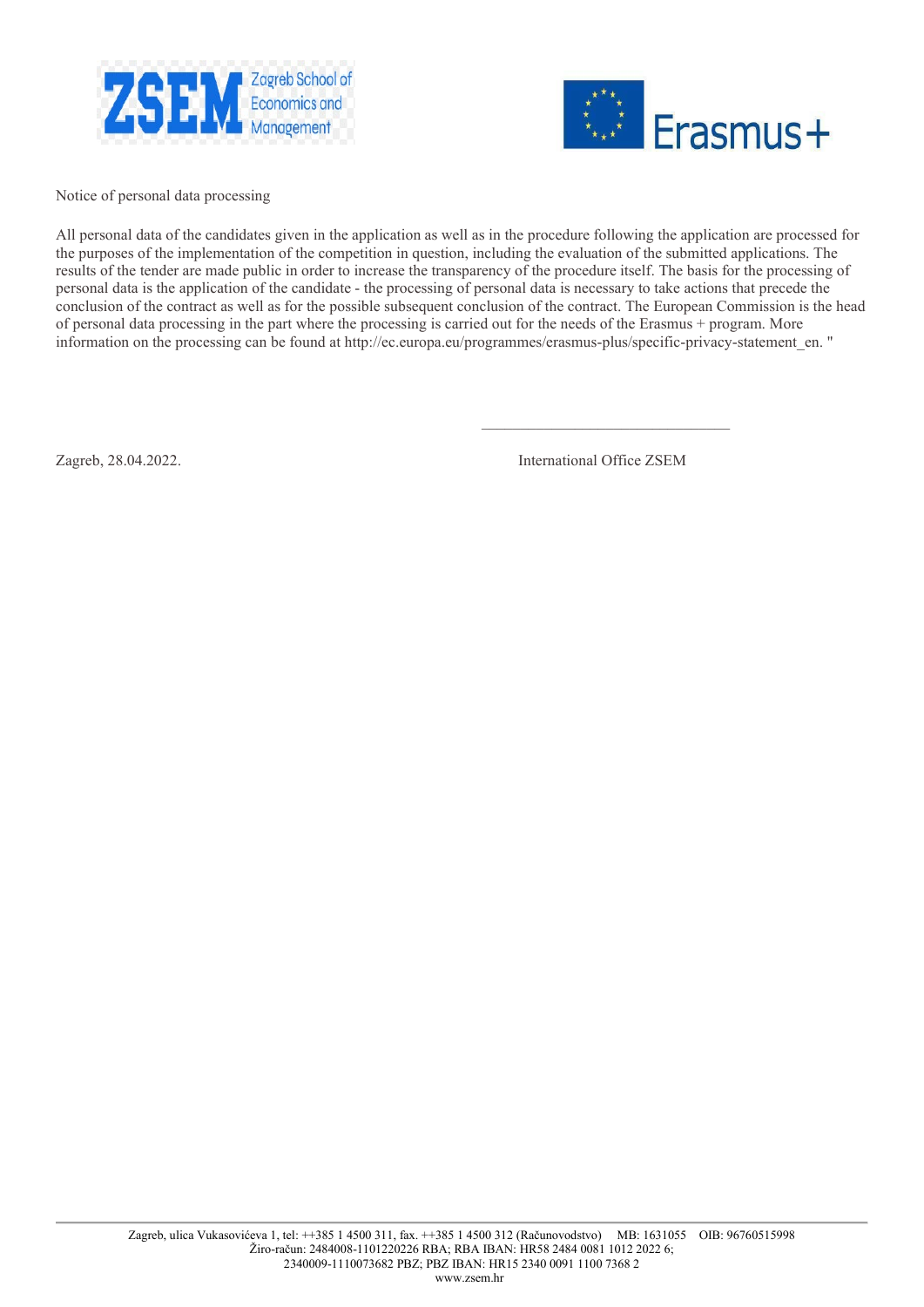Notice of personal data processing

All personal data of the candidates given in the application as well as in the procedure following the application are processed for the purposes of the implementation of the competition in question, including the evaluation of the submitted applications. The results of the tender are made public in order to increase the transparency of the procedure itself. The basis for the processing of personal data is the application of the candidate - the processing of personal data is necessary to take actions that precede the conclusion of the contract as well as for the possible subsequent conclusion of the contract. The European Commission is the head of personal data processing in the part where the processing is carried out for the needs of the Erasmus + program. More information on the processing can be found at http://ec.europa.eu/programmes/erasmus-plus/specific-privacy-statement_en. "

Zagreb, 28.04.2022.

\_\_\_\_\_\_\_\_\_\_\_\_\_\_\_\_\_\_\_\_\_\_\_\_\_\_\_\_\_\_\_\_

International Office ZSEM